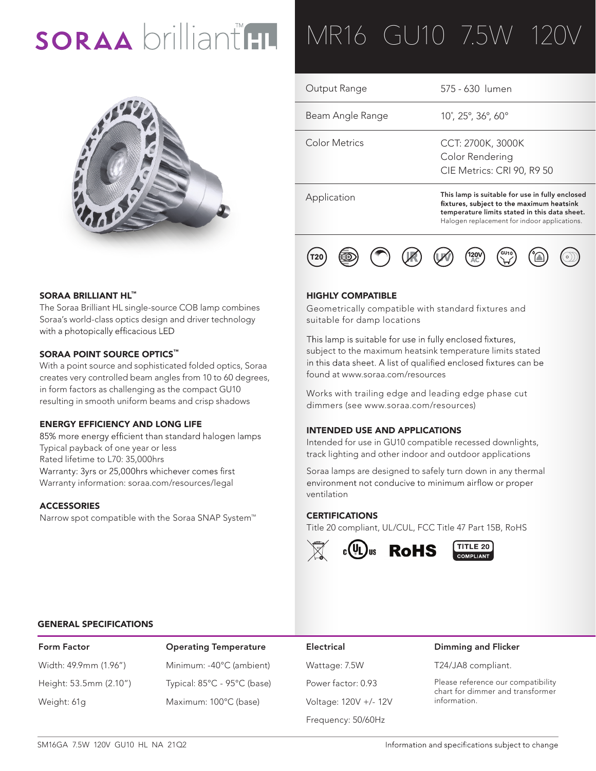# SORAA brilliant™ HL

# MR16 GU10 7.5W 120V

| | |
|---|---|
| Output Range | 575 - 630 lumen |
| Beam Angle Range | 10˚, 25°, 36°, 60° |
| Color Metrics | CCT: 2700K, 3000K<br>Color Rendering<br>CIE Metrics: CRI 90, R9 50 |
| Application | **This lamp is suitable for use in fully enclosed fixtures, subject to the maximum heatsink temperature limits stated in this data sheet.**<br>Halogen replacement for indoor applications. |

T20 · 120V AC · GU10

### SORAA BRILLIANT HL™

The Soraa Brilliant HL single-source COB lamp combines Soraa's world-class optics design and driver technology with a photopically efficacious LED

### SORAA POINT SOURCE OPTICS™

With a point source and sophisticated folded optics, Soraa creates very controlled beam angles from 10 to 60 degrees, in form factors as challenging as the compact GU10 resulting in smooth uniform beams and crisp shadows

### ENERGY EFFICIENCY AND LONG LIFE

85% more energy efficient than standard halogen lamps
Typical payback of one year or less
Rated lifetime to L70: 35,000hrs
Warranty: 3yrs or 25,000hrs whichever comes first
Warranty information: soraa.com/resources/legal

### ACCESSORIES

Narrow spot compatible with the Soraa SNAP System™

### HIGHLY COMPATIBLE

Geometrically compatible with standard fixtures and suitable for damp locations

This lamp is suitable for use in fully enclosed fixtures, subject to the maximum heatsink temperature limits stated in this data sheet. A list of qualified enclosed fixtures can be found at www.soraa.com/resources

Works with trailing edge and leading edge phase cut dimmers (see www.soraa.com/resources)

### INTENDED USE AND APPLICATIONS

Intended for use in GU10 compatible recessed downlights, track lighting and other indoor and outdoor applications

Soraa lamps are designed to safely turn down in any thermal environment not conducive to minimum airflow or proper ventilation

### CERTIFICATIONS

Title 20 compliant, UL/CUL, FCC Title 47 Part 15B, RoHS

cULus · RoHS · TITLE 20 COMPLIANT

## GENERAL SPECIFICATIONS

| Form Factor | Operating Temperature | Electrical | Dimming and Flicker |
|---|---|---|---|
| Width: 49.9mm (1.96") | Minimum: -40°C (ambient) | Wattage: 7.5W | T24/JA8 compliant. |
| Height: 53.5mm (2.10") | Typical: 85°C - 95°C (base) | Power factor: 0.93 | Please reference our compatibility chart for dimmer and transformer information. |
| Weight: 61g | Maximum: 100°C (base) | Voltage: 120V +/- 12V | |
| | | Frequency: 50/60Hz | |

SM16GA 7.5W 120V GU10 HL NA 21Q2 — Information and specifications subject to change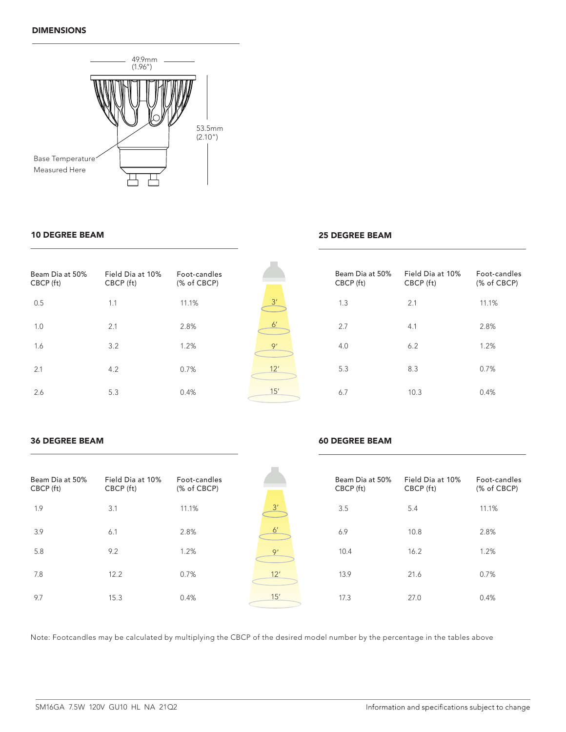## DIMENSIONS

49.9mm (1.96")

53.5mm (2.10")

Base Temperature Measured Here

### 10 DEGREE BEAM

| Beam Dia at 50% CBCP (ft) | Field Dia at 10% CBCP (ft) | Foot-candles (% of CBCP) |
|---|---|---|
| 0.5 | 1.1 | 11.1% |
| 1.0 | 2.1 | 2.8% |
| 1.6 | 3.2 | 1.2% |
| 2.1 | 4.2 | 0.7% |
| 2.6 | 5.3 | 0.4% |

### 25 DEGREE BEAM

| Distance | Beam Dia at 50% CBCP (ft) | Field Dia at 10% CBCP (ft) | Foot-candles (% of CBCP) |
|---|---|---|---|
| 3′ | 1.3 | 2.1 | 11.1% |
| 6′ | 2.7 | 4.1 | 2.8% |
| 9′ | 4.0 | 6.2 | 1.2% |
| 12′ | 5.3 | 8.3 | 0.7% |
| 15′ | 6.7 | 10.3 | 0.4% |

### 36 DEGREE BEAM

| Beam Dia at 50% CBCP (ft) | Field Dia at 10% CBCP (ft) | Foot-candles (% of CBCP) |
|---|---|---|
| 1.9 | 3.1 | 11.1% |
| 3.9 | 6.1 | 2.8% |
| 5.8 | 9.2 | 1.2% |
| 7.8 | 12.2 | 0.7% |
| 9.7 | 15.3 | 0.4% |

### 60 DEGREE BEAM

| Distance | Beam Dia at 50% CBCP (ft) | Field Dia at 10% CBCP (ft) | Foot-candles (% of CBCP) |
|---|---|---|---|
| 3′ | 3.5 | 5.4 | 11.1% |
| 6′ | 6.9 | 10.8 | 2.8% |
| 9′ | 10.4 | 16.2 | 1.2% |
| 12′ | 13.9 | 21.6 | 0.7% |
| 15′ | 17.3 | 27.0 | 0.4% |

Note: Footcandles may be calculated by multiplying the CBCP of the desired model number by the percentage in the tables above

SM16GA 7.5W 120V GU10 HL NA 21Q2

Information and specifications subject to change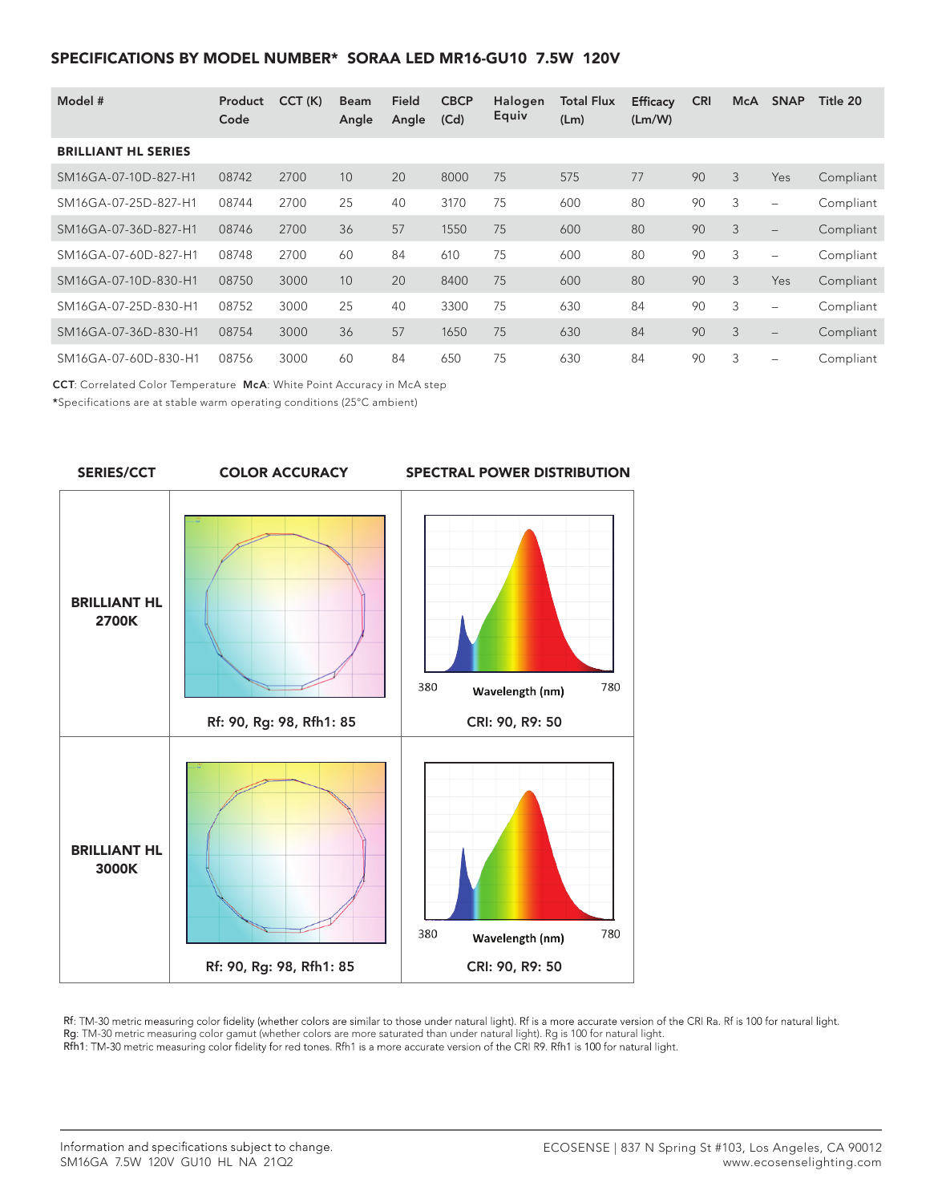## SPECIFICATIONS BY MODEL NUMBER* SORAA LED MR16-GU10 7.5W 120V

| Model # | Product Code | CCT (K) | Beam Angle | Field Angle | CBCP (Cd) | Halogen Equiv | Total Flux (Lm) | Efficacy (Lm/W) | CRI | McA | SNAP | Title 20 |
|---|---|---|---|---|---|---|---|---|---|---|---|---|
| **BRILLIANT HL SERIES** | | | | | | | | | | | | |
| SM16GA-07-10D-827-H1 | 08742 | 2700 | 10 | 20 | 8000 | 75 | 575 | 77 | 90 | 3 | Yes | Compliant |
| SM16GA-07-25D-827-H1 | 08744 | 2700 | 25 | 40 | 3170 | 75 | 600 | 80 | 90 | 3 | – | Compliant |
| SM16GA-07-36D-827-H1 | 08746 | 2700 | 36 | 57 | 1550 | 75 | 600 | 80 | 90 | 3 | – | Compliant |
| SM16GA-07-60D-827-H1 | 08748 | 2700 | 60 | 84 | 610 | 75 | 600 | 80 | 90 | 3 | – | Compliant |
| SM16GA-07-10D-830-H1 | 08750 | 3000 | 10 | 20 | 8400 | 75 | 600 | 80 | 90 | 3 | Yes | Compliant |
| SM16GA-07-25D-830-H1 | 08752 | 3000 | 25 | 40 | 3300 | 75 | 630 | 84 | 90 | 3 | – | Compliant |
| SM16GA-07-36D-830-H1 | 08754 | 3000 | 36 | 57 | 1650 | 75 | 630 | 84 | 90 | 3 | – | Compliant |
| SM16GA-07-60D-830-H1 | 08756 | 3000 | 60 | 84 | 650 | 75 | 630 | 84 | 90 | 3 | – | Compliant |

**CCT**: Correlated Color Temperature **McA**: White Point Accuracy in McA step

*Specifications are at stable warm operating conditions (25°C ambient)

| SERIES/CCT | COLOR ACCURACY | SPECTRAL POWER DISTRIBUTION |
|---|---|---|
| **BRILLIANT HL 2700K** | Rf: 90, Rg: 98, Rfh1: 85 | CRI: 90, R9: 50 |
| **BRILLIANT HL 3000K** | Rf: 90, Rg: 98, Rfh1: 85 | CRI: 90, R9: 50 |

380
Wavelength (nm)
780

**Rf**: TM-30 metric measuring color fidelity (whether colors are similar to those under natural light). Rf is a more accurate version of the CRI Ra. Rf is 100 for natural light.
**Rg**: TM-30 metric measuring color gamut (whether colors are more saturated than under natural light). Rg is 100 for natural light.
**Rfh1**: TM-30 metric measuring color fidelity for red tones. Rfh1 is a more accurate version of the CRI R9. Rfh1 is 100 for natural light.

Information and specifications subject to change.
SM16GA 7.5W 120V GU10 HL NA 21Q2

ECOSENSE | 837 N Spring St #103, Los Angeles, CA 90012
www.ecosenselighting.com